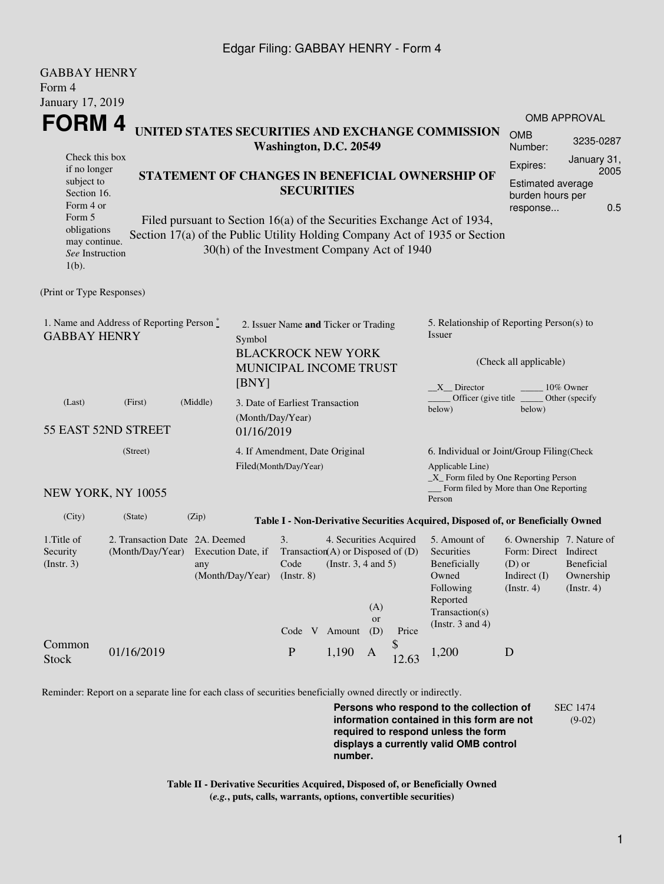GABBAY HENRY
Form 4
January 17, 2019

# FORM 4

## UNITED STATES SECURITIES AND EXCHANGE COMMISSION
**Washington, D.C. 20549**

Check this box if no longer subject to Section 16. Form 4 or Form 5 obligations may continue. *See* Instruction 1(b).

## STATEMENT OF CHANGES IN BENEFICIAL OWNERSHIP OF SECURITIES

Filed pursuant to Section 16(a) of the Securities Exchange Act of 1934, Section 17(a) of the Public Utility Holding Company Act of 1935 or Section 30(h) of the Investment Company Act of 1940

| OMB APPROVAL | |
|---|---|
| OMB Number: | 3235-0287 |
| Expires: | January 31, 2005 |
| Estimated average burden hours per response... | 0.5 |

(Print or Type Responses)

1. Name and Address of Reporting Person *
GABBAY HENRY

(Last) (First) (Middle)

55 EAST 52ND STREET

(Street)

NEW YORK, NY 10055

(City) (State) (Zip)

2. Issuer Name **and** Ticker or Trading Symbol
BLACKROCK NEW YORK MUNICIPAL INCOME TRUST [BNY]

3. Date of Earliest Transaction (Month/Day/Year)
01/16/2019

4. If Amendment, Date Original Filed(Month/Day/Year)

5. Relationship of Reporting Person(s) to Issuer

(Check all applicable)

__X__ Director _____ 10% Owner
_____ Officer (give title below) _____ Other (specify below)

6. Individual or Joint/Group Filing(Check Applicable Line)
_X_ Form filed by One Reporting Person
___ Form filed by More than One Reporting Person

**Table I - Non-Derivative Securities Acquired, Disposed of, or Beneficially Owned**

| 1.Title of Security (Instr. 3) | 2. Transaction Date (Month/Day/Year) | 2A. Deemed Execution Date, if any (Month/Day/Year) | 3. Transaction Code (Instr. 8) | | 4. Securities Acquired (A) or Disposed of (D) (Instr. 3, 4 and 5) | | | 5. Amount of Securities Beneficially Owned Following Reported Transaction(s) (Instr. 3 and 4) | 6. Ownership Form: Direct (D) or Indirect (I) (Instr. 4) | 7. Nature of Indirect Beneficial Ownership (Instr. 4) |
|---|---|---|---|---|---|---|---|---|---|---|
| | | | Code | V | Amount | (A) or (D) | Price | | | |
| Common Stock | 01/16/2019 | | P | | 1,190 | A | $ 12.63 | 1,200 | D | |

Reminder: Report on a separate line for each class of securities beneficially owned directly or indirectly.

**Persons who respond to the collection of information contained in this form are not required to respond unless the form displays a currently valid OMB control number.**

SEC 1474 (9-02)

**Table II - Derivative Securities Acquired, Disposed of, or Beneficially Owned**
**(*e.g.*, puts, calls, warrants, options, convertible securities)**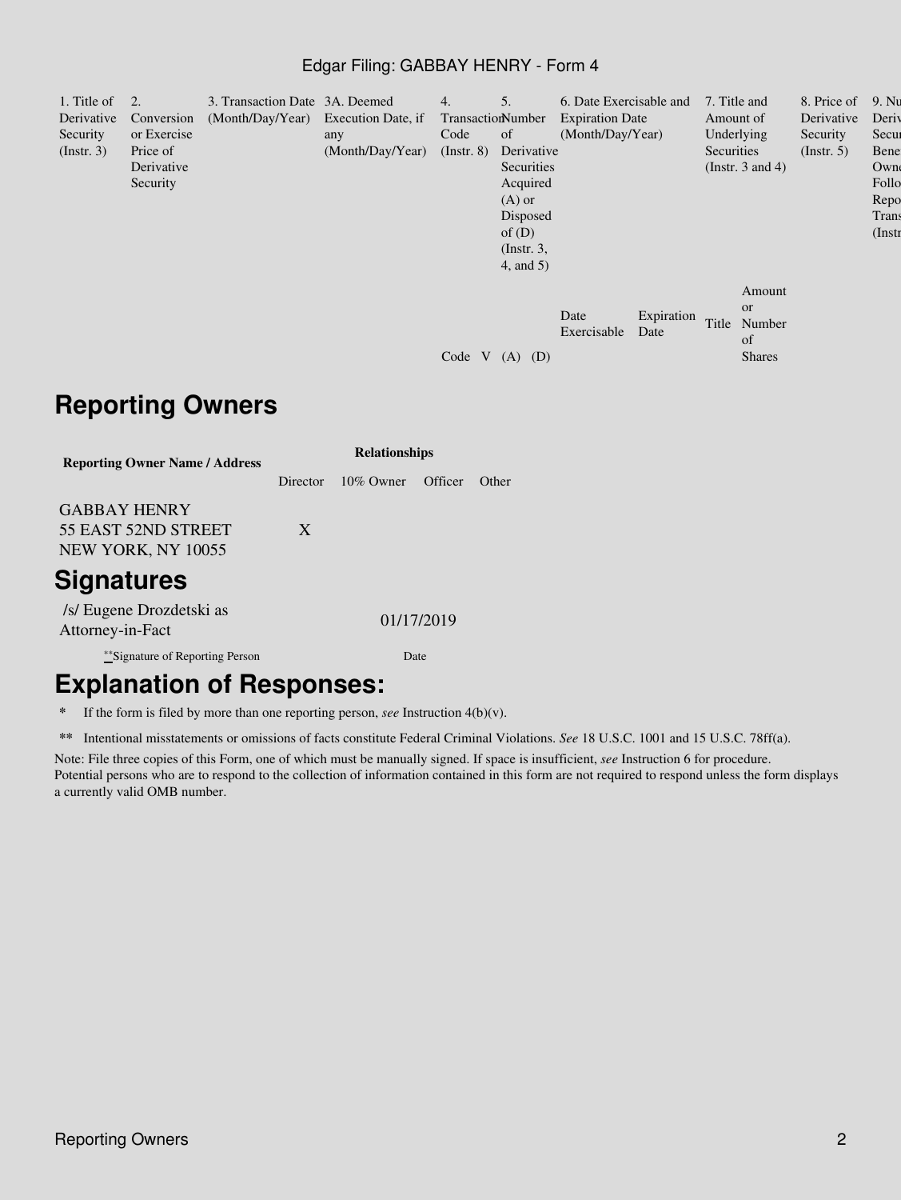| 1. Title of Derivative Security (Instr. 3) | 2. Conversion or Exercise Price of Derivative Security | 3. Transaction Date (Month/Day/Year) | 3A. Deemed Execution Date, if any (Month/Day/Year) | 4. Transaction Code (Instr. 8) | | 5. Number of Derivative Securities Acquired (A) or Disposed of (D) (Instr. 3, 4, and 5) | | 6. Date Exercisable and Expiration Date (Month/Day/Year) | | 7. Title and Amount of Underlying Securities (Instr. 3 and 4) | | 8. Price of Derivative Security (Instr. 5) | 9. Nu Deriv Secur Bene Own Follo Repo Trans (Instr |
|---|---|---|---|---|---|---|---|---|---|---|---|---|---|
| | | | | Code | V | (A) | (D) | Date Exercisable | Expiration Date | Title | Amount or Number of Shares | | |

## Reporting Owners

| Reporting Owner Name / Address | Relationships | | | |
|---|---|---|---|---|
| | Director | 10% Owner | Officer | Other |
| GABBAY HENRY<br>55 EAST 52ND STREET<br>NEW YORK, NY 10055 | X | | | |

## Signatures

| | |
|---|---|
| /s/ Eugene Drozdetski as Attorney-in-Fact | 01/17/2019 |
| **Signature of Reporting Person | Date |

## Explanation of Responses:

\* If the form is filed by more than one reporting person, *see* Instruction 4(b)(v).

\*\* Intentional misstatements or omissions of facts constitute Federal Criminal Violations. *See* 18 U.S.C. 1001 and 15 U.S.C. 78ff(a).

Note: File three copies of this Form, one of which must be manually signed. If space is insufficient, *see* Instruction 6 for procedure.

Potential persons who are to respond to the collection of information contained in this form are not required to respond unless the form displays a currently valid OMB number.